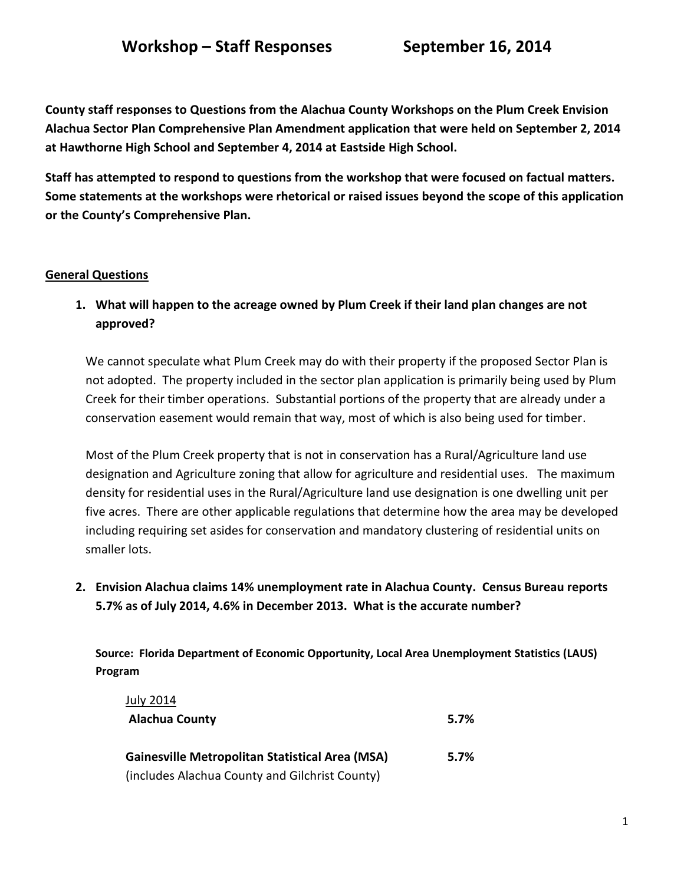# Workshop – Staff Responses September 16, 2014

**County staff responses to Questions from the Alachua County Workshops on the Plum Creek Envision Alachua Sector Plan Comprehensive Plan Amendment application that were held on September 2, 2014 at Hawthorne High School and September 4, 2014 at Eastside High School.**

**Staff has attempted to respond to questions from the workshop that were focused on factual matters. Some statements at the workshops were rhetorical or raised issues beyond the scope of this application or the County's Comprehensive Plan.**

## General Questions

1. **What will happen to the acreage owned by Plum Creek if their land plan changes are not approved?**

   We cannot speculate what Plum Creek may do with their property if the proposed Sector Plan is not adopted. The property included in the sector plan application is primarily being used by Plum Creek for their timber operations. Substantial portions of the property that are already under a conservation easement would remain that way, most of which is also being used for timber.

   Most of the Plum Creek property that is not in conservation has a Rural/Agriculture land use designation and Agriculture zoning that allow for agriculture and residential uses. The maximum density for residential uses in the Rural/Agriculture land use designation is one dwelling unit per five acres. There are other applicable regulations that determine how the area may be developed including requiring set asides for conservation and mandatory clustering of residential units on smaller lots.

2. **Envision Alachua claims 14% unemployment rate in Alachua County. Census Bureau reports 5.7% as of July 2014, 4.6% in December 2013. What is the accurate number?**

   **Source: Florida Department of Economic Opportunity, Local Area Unemployment Statistics (LAUS) Program**

| July 2014 | |
|---|---|
| **Alachua County** | **5.7%** |
| **Gainesville Metropolitan Statistical Area (MSA)** (includes Alachua County and Gilchrist County) | **5.7%** |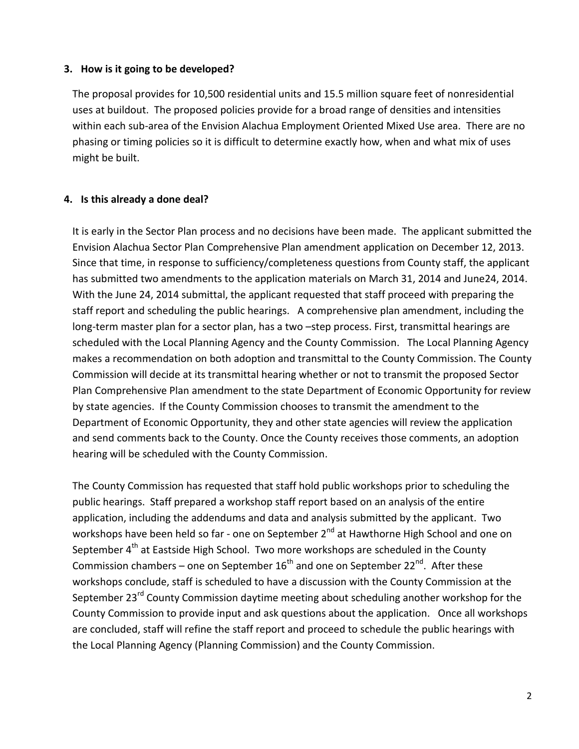**3. How is it going to be developed?**

The proposal provides for 10,500 residential units and 15.5 million square feet of nonresidential uses at buildout. The proposed policies provide for a broad range of densities and intensities within each sub-area of the Envision Alachua Employment Oriented Mixed Use area. There are no phasing or timing policies so it is difficult to determine exactly how, when and what mix of uses might be built.

**4. Is this already a done deal?**

It is early in the Sector Plan process and no decisions have been made. The applicant submitted the Envision Alachua Sector Plan Comprehensive Plan amendment application on December 12, 2013. Since that time, in response to sufficiency/completeness questions from County staff, the applicant has submitted two amendments to the application materials on March 31, 2014 and June24, 2014. With the June 24, 2014 submittal, the applicant requested that staff proceed with preparing the staff report and scheduling the public hearings. A comprehensive plan amendment, including the long-term master plan for a sector plan, has a two –step process. First, transmittal hearings are scheduled with the Local Planning Agency and the County Commission. The Local Planning Agency makes a recommendation on both adoption and transmittal to the County Commission. The County Commission will decide at its transmittal hearing whether or not to transmit the proposed Sector Plan Comprehensive Plan amendment to the state Department of Economic Opportunity for review by state agencies. If the County Commission chooses to transmit the amendment to the Department of Economic Opportunity, they and other state agencies will review the application and send comments back to the County. Once the County receives those comments, an adoption hearing will be scheduled with the County Commission.

The County Commission has requested that staff hold public workshops prior to scheduling the public hearings. Staff prepared a workshop staff report based on an analysis of the entire application, including the addendums and data and analysis submitted by the applicant. Two workshops have been held so far - one on September 2nd at Hawthorne High School and one on September 4th at Eastside High School. Two more workshops are scheduled in the County Commission chambers – one on September 16th and one on September 22nd. After these workshops conclude, staff is scheduled to have a discussion with the County Commission at the September 23rd County Commission daytime meeting about scheduling another workshop for the County Commission to provide input and ask questions about the application. Once all workshops are concluded, staff will refine the staff report and proceed to schedule the public hearings with the Local Planning Agency (Planning Commission) and the County Commission.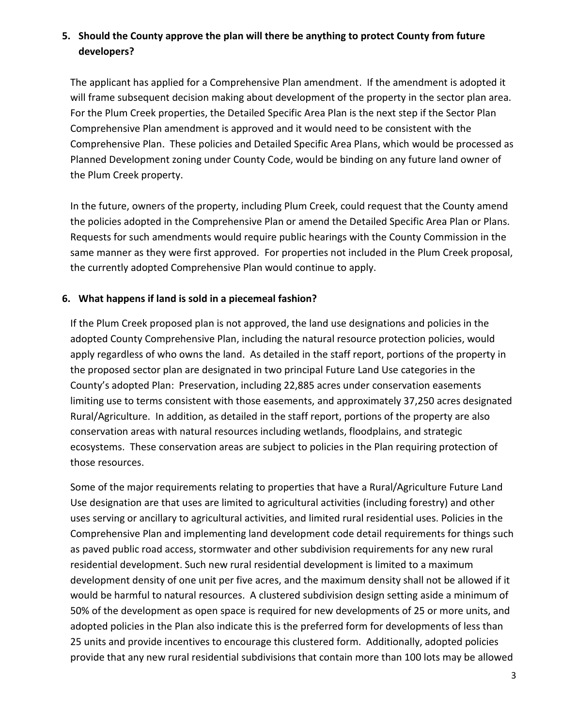5. **Should the County approve the plan will there be anything to protect County from future developers?**

   The applicant has applied for a Comprehensive Plan amendment. If the amendment is adopted it will frame subsequent decision making about development of the property in the sector plan area. For the Plum Creek properties, the Detailed Specific Area Plan is the next step if the Sector Plan Comprehensive Plan amendment is approved and it would need to be consistent with the Comprehensive Plan. These policies and Detailed Specific Area Plans, which would be processed as Planned Development zoning under County Code, would be binding on any future land owner of the Plum Creek property.

   In the future, owners of the property, including Plum Creek, could request that the County amend the policies adopted in the Comprehensive Plan or amend the Detailed Specific Area Plan or Plans. Requests for such amendments would require public hearings with the County Commission in the same manner as they were first approved. For properties not included in the Plum Creek proposal, the currently adopted Comprehensive Plan would continue to apply.

6. **What happens if land is sold in a piecemeal fashion?**

   If the Plum Creek proposed plan is not approved, the land use designations and policies in the adopted County Comprehensive Plan, including the natural resource protection policies, would apply regardless of who owns the land. As detailed in the staff report, portions of the property in the proposed sector plan are designated in two principal Future Land Use categories in the County's adopted Plan: Preservation, including 22,885 acres under conservation easements limiting use to terms consistent with those easements, and approximately 37,250 acres designated Rural/Agriculture. In addition, as detailed in the staff report, portions of the property are also conservation areas with natural resources including wetlands, floodplains, and strategic ecosystems. These conservation areas are subject to policies in the Plan requiring protection of those resources.

   Some of the major requirements relating to properties that have a Rural/Agriculture Future Land Use designation are that uses are limited to agricultural activities (including forestry) and other uses serving or ancillary to agricultural activities, and limited rural residential uses. Policies in the Comprehensive Plan and implementing land development code detail requirements for things such as paved public road access, stormwater and other subdivision requirements for any new rural residential development. Such new rural residential development is limited to a maximum development density of one unit per five acres, and the maximum density shall not be allowed if it would be harmful to natural resources. A clustered subdivision design setting aside a minimum of 50% of the development as open space is required for new developments of 25 or more units, and adopted policies in the Plan also indicate this is the preferred form for developments of less than 25 units and provide incentives to encourage this clustered form. Additionally, adopted policies provide that any new rural residential subdivisions that contain more than 100 lots may be allowed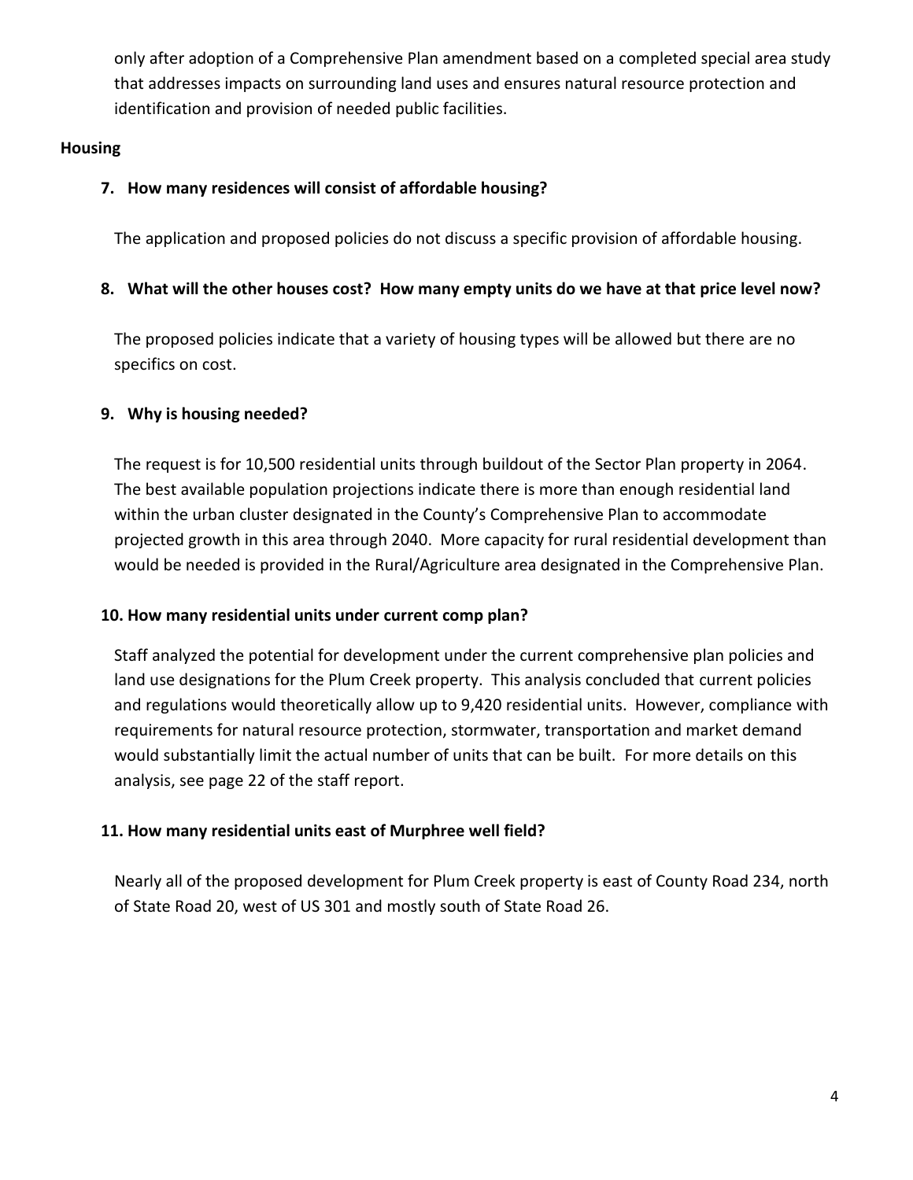only after adoption of a Comprehensive Plan amendment based on a completed special area study that addresses impacts on surrounding land uses and ensures natural resource protection and identification and provision of needed public facilities.

**Housing**

7. **How many residences will consist of affordable housing?**

   The application and proposed policies do not discuss a specific provision of affordable housing.

8. **What will the other houses cost? How many empty units do we have at that price level now?**

   The proposed policies indicate that a variety of housing types will be allowed but there are no specifics on cost.

9. **Why is housing needed?**

   The request is for 10,500 residential units through buildout of the Sector Plan property in 2064. The best available population projections indicate there is more than enough residential land within the urban cluster designated in the County's Comprehensive Plan to accommodate projected growth in this area through 2040. More capacity for rural residential development than would be needed is provided in the Rural/Agriculture area designated in the Comprehensive Plan.

10. **How many residential units under current comp plan?**

    Staff analyzed the potential for development under the current comprehensive plan policies and land use designations for the Plum Creek property. This analysis concluded that current policies and regulations would theoretically allow up to 9,420 residential units. However, compliance with requirements for natural resource protection, stormwater, transportation and market demand would substantially limit the actual number of units that can be built. For more details on this analysis, see page 22 of the staff report.

11. **How many residential units east of Murphree well field?**

    Nearly all of the proposed development for Plum Creek property is east of County Road 234, north of State Road 20, west of US 301 and mostly south of State Road 26.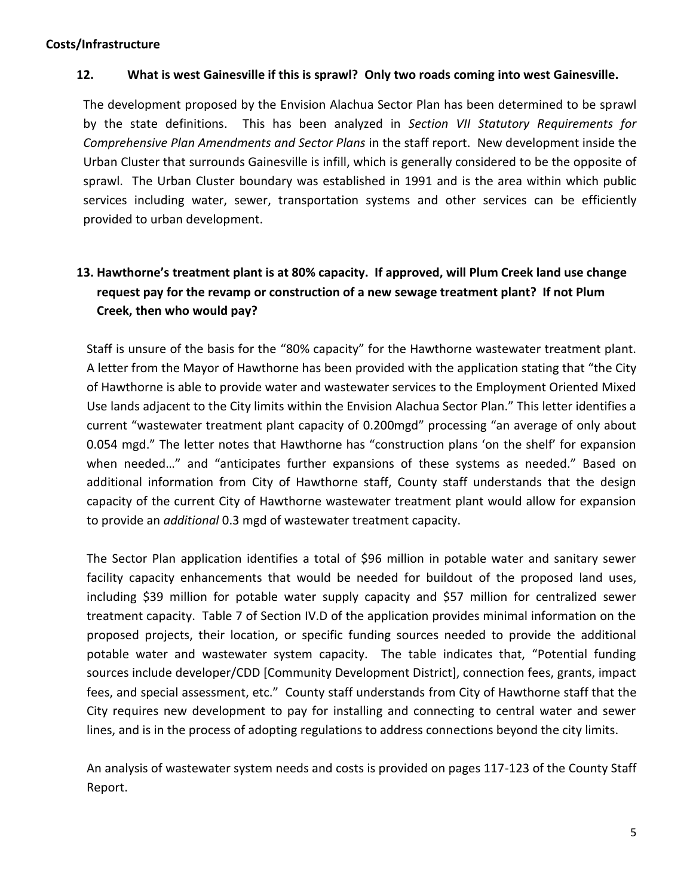**Costs/Infrastructure**

**12. What is west Gainesville if this is sprawl? Only two roads coming into west Gainesville.**

The development proposed by the Envision Alachua Sector Plan has been determined to be sprawl by the state definitions. This has been analyzed in *Section VII Statutory Requirements for Comprehensive Plan Amendments and Sector Plans* in the staff report. New development inside the Urban Cluster that surrounds Gainesville is infill, which is generally considered to be the opposite of sprawl. The Urban Cluster boundary was established in 1991 and is the area within which public services including water, sewer, transportation systems and other services can be efficiently provided to urban development.

**13. Hawthorne's treatment plant is at 80% capacity. If approved, will Plum Creek land use change request pay for the revamp or construction of a new sewage treatment plant? If not Plum Creek, then who would pay?**

Staff is unsure of the basis for the "80% capacity" for the Hawthorne wastewater treatment plant. A letter from the Mayor of Hawthorne has been provided with the application stating that "the City of Hawthorne is able to provide water and wastewater services to the Employment Oriented Mixed Use lands adjacent to the City limits within the Envision Alachua Sector Plan." This letter identifies a current "wastewater treatment plant capacity of 0.200mgd" processing "an average of only about 0.054 mgd." The letter notes that Hawthorne has "construction plans 'on the shelf' for expansion when needed…" and "anticipates further expansions of these systems as needed." Based on additional information from City of Hawthorne staff, County staff understands that the design capacity of the current City of Hawthorne wastewater treatment plant would allow for expansion to provide an *additional* 0.3 mgd of wastewater treatment capacity.

The Sector Plan application identifies a total of $96 million in potable water and sanitary sewer facility capacity enhancements that would be needed for buildout of the proposed land uses, including $39 million for potable water supply capacity and $57 million for centralized sewer treatment capacity. Table 7 of Section IV.D of the application provides minimal information on the proposed projects, their location, or specific funding sources needed to provide the additional potable water and wastewater system capacity. The table indicates that, "Potential funding sources include developer/CDD [Community Development District], connection fees, grants, impact fees, and special assessment, etc." County staff understands from City of Hawthorne staff that the City requires new development to pay for installing and connecting to central water and sewer lines, and is in the process of adopting regulations to address connections beyond the city limits.

An analysis of wastewater system needs and costs is provided on pages 117-123 of the County Staff Report.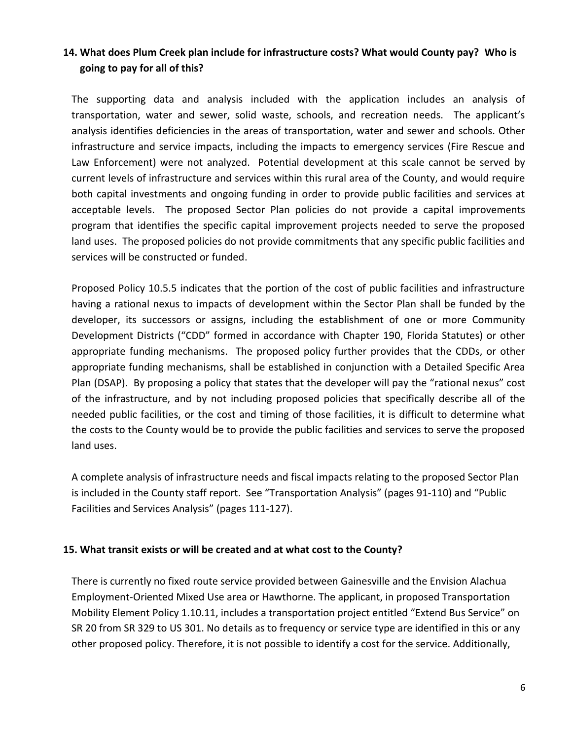**14. What does Plum Creek plan include for infrastructure costs? What would County pay? Who is going to pay for all of this?**

The supporting data and analysis included with the application includes an analysis of transportation, water and sewer, solid waste, schools, and recreation needs. The applicant's analysis identifies deficiencies in the areas of transportation, water and sewer and schools. Other infrastructure and service impacts, including the impacts to emergency services (Fire Rescue and Law Enforcement) were not analyzed. Potential development at this scale cannot be served by current levels of infrastructure and services within this rural area of the County, and would require both capital investments and ongoing funding in order to provide public facilities and services at acceptable levels. The proposed Sector Plan policies do not provide a capital improvements program that identifies the specific capital improvement projects needed to serve the proposed land uses. The proposed policies do not provide commitments that any specific public facilities and services will be constructed or funded.

Proposed Policy 10.5.5 indicates that the portion of the cost of public facilities and infrastructure having a rational nexus to impacts of development within the Sector Plan shall be funded by the developer, its successors or assigns, including the establishment of one or more Community Development Districts ("CDD" formed in accordance with Chapter 190, Florida Statutes) or other appropriate funding mechanisms. The proposed policy further provides that the CDDs, or other appropriate funding mechanisms, shall be established in conjunction with a Detailed Specific Area Plan (DSAP). By proposing a policy that states that the developer will pay the "rational nexus" cost of the infrastructure, and by not including proposed policies that specifically describe all of the needed public facilities, or the cost and timing of those facilities, it is difficult to determine what the costs to the County would be to provide the public facilities and services to serve the proposed land uses.

A complete analysis of infrastructure needs and fiscal impacts relating to the proposed Sector Plan is included in the County staff report. See "Transportation Analysis" (pages 91-110) and "Public Facilities and Services Analysis" (pages 111-127).

**15. What transit exists or will be created and at what cost to the County?**

There is currently no fixed route service provided between Gainesville and the Envision Alachua Employment-Oriented Mixed Use area or Hawthorne. The applicant, in proposed Transportation Mobility Element Policy 1.10.11, includes a transportation project entitled "Extend Bus Service" on SR 20 from SR 329 to US 301. No details as to frequency or service type are identified in this or any other proposed policy. Therefore, it is not possible to identify a cost for the service. Additionally,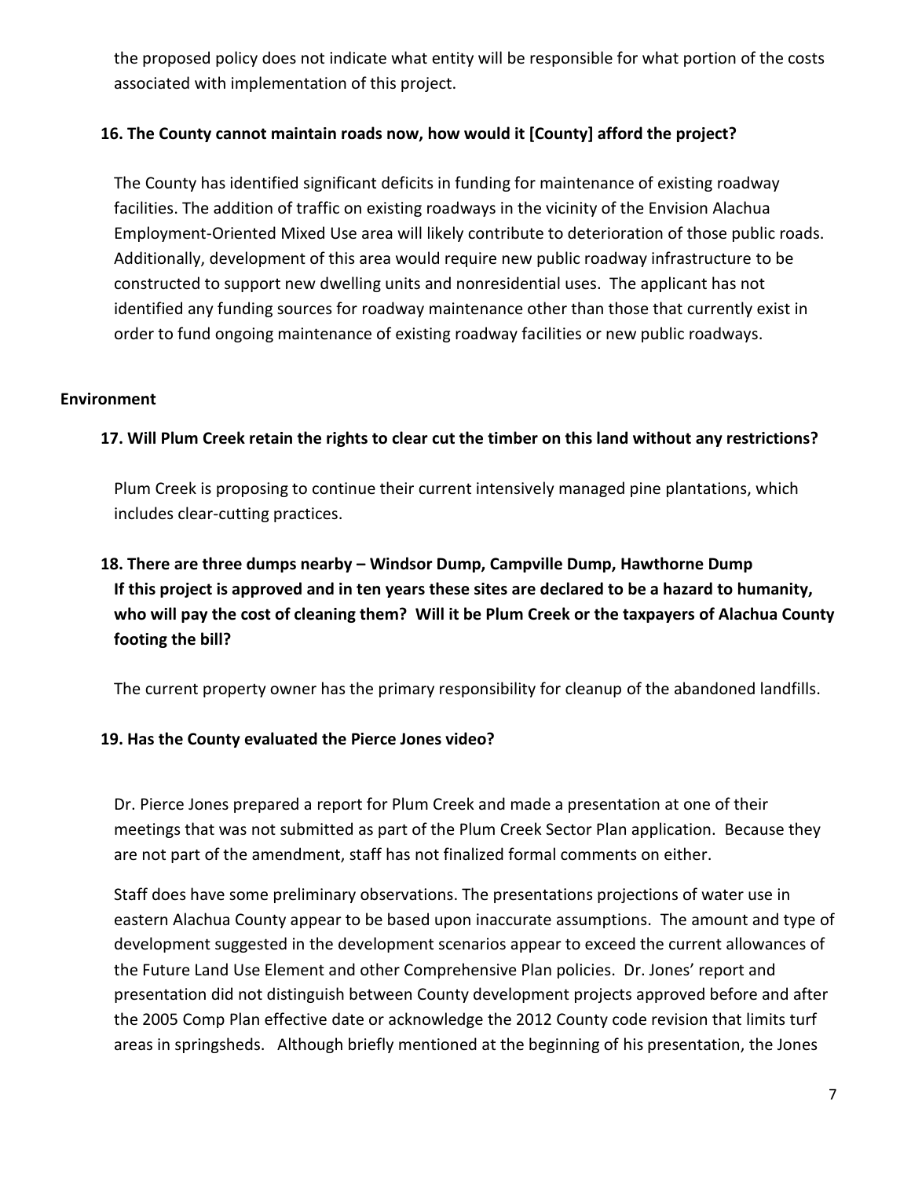the proposed policy does not indicate what entity will be responsible for what portion of the costs associated with implementation of this project.

**16. The County cannot maintain roads now, how would it [County] afford the project?**

The County has identified significant deficits in funding for maintenance of existing roadway facilities. The addition of traffic on existing roadways in the vicinity of the Envision Alachua Employment-Oriented Mixed Use area will likely contribute to deterioration of those public roads. Additionally, development of this area would require new public roadway infrastructure to be constructed to support new dwelling units and nonresidential uses. The applicant has not identified any funding sources for roadway maintenance other than those that currently exist in order to fund ongoing maintenance of existing roadway facilities or new public roadways.

## Environment

**17. Will Plum Creek retain the rights to clear cut the timber on this land without any restrictions?**

Plum Creek is proposing to continue their current intensively managed pine plantations, which includes clear-cutting practices.

**18. There are three dumps nearby – Windsor Dump, Campville Dump, Hawthorne Dump If this project is approved and in ten years these sites are declared to be a hazard to humanity, who will pay the cost of cleaning them? Will it be Plum Creek or the taxpayers of Alachua County footing the bill?**

The current property owner has the primary responsibility for cleanup of the abandoned landfills.

**19. Has the County evaluated the Pierce Jones video?**

Dr. Pierce Jones prepared a report for Plum Creek and made a presentation at one of their meetings that was not submitted as part of the Plum Creek Sector Plan application. Because they are not part of the amendment, staff has not finalized formal comments on either.

Staff does have some preliminary observations. The presentations projections of water use in eastern Alachua County appear to be based upon inaccurate assumptions. The amount and type of development suggested in the development scenarios appear to exceed the current allowances of the Future Land Use Element and other Comprehensive Plan policies. Dr. Jones' report and presentation did not distinguish between County development projects approved before and after the 2005 Comp Plan effective date or acknowledge the 2012 County code revision that limits turf areas in springsheds. Although briefly mentioned at the beginning of his presentation, the Jones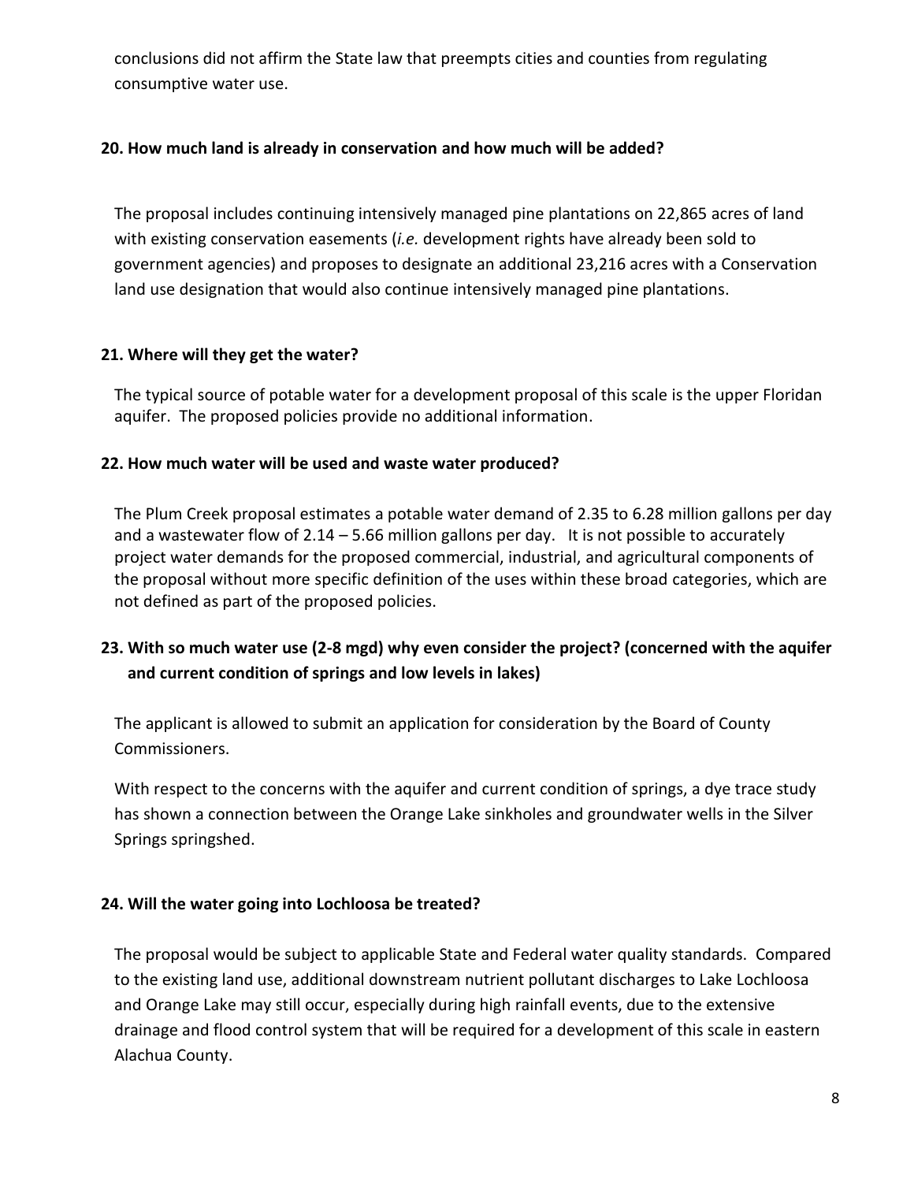conclusions did not affirm the State law that preempts cities and counties from regulating consumptive water use.

**20. How much land is already in conservation and how much will be added?**

The proposal includes continuing intensively managed pine plantations on 22,865 acres of land with existing conservation easements (*i.e.* development rights have already been sold to government agencies) and proposes to designate an additional 23,216 acres with a Conservation land use designation that would also continue intensively managed pine plantations.

**21. Where will they get the water?**

The typical source of potable water for a development proposal of this scale is the upper Floridan aquifer. The proposed policies provide no additional information.

**22. How much water will be used and waste water produced?**

The Plum Creek proposal estimates a potable water demand of 2.35 to 6.28 million gallons per day and a wastewater flow of 2.14 – 5.66 million gallons per day. It is not possible to accurately project water demands for the proposed commercial, industrial, and agricultural components of the proposal without more specific definition of the uses within these broad categories, which are not defined as part of the proposed policies.

**23. With so much water use (2-8 mgd) why even consider the project? (concerned with the aquifer and current condition of springs and low levels in lakes)**

The applicant is allowed to submit an application for consideration by the Board of County Commissioners.

With respect to the concerns with the aquifer and current condition of springs, a dye trace study has shown a connection between the Orange Lake sinkholes and groundwater wells in the Silver Springs springshed.

**24. Will the water going into Lochloosa be treated?**

The proposal would be subject to applicable State and Federal water quality standards. Compared to the existing land use, additional downstream nutrient pollutant discharges to Lake Lochloosa and Orange Lake may still occur, especially during high rainfall events, due to the extensive drainage and flood control system that will be required for a development of this scale in eastern Alachua County.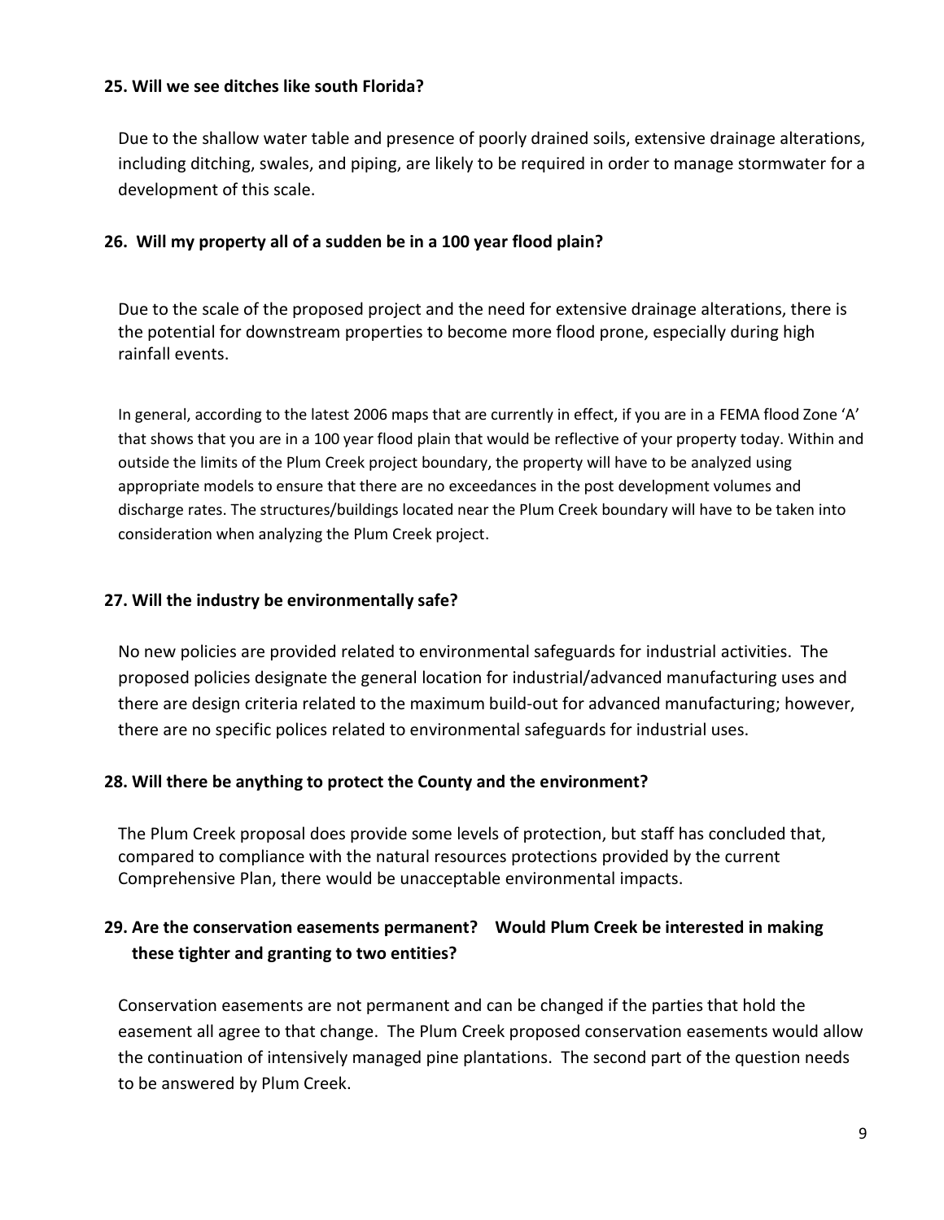**25. Will we see ditches like south Florida?**

Due to the shallow water table and presence of poorly drained soils, extensive drainage alterations, including ditching, swales, and piping, are likely to be required in order to manage stormwater for a development of this scale.

**26. Will my property all of a sudden be in a 100 year flood plain?**

Due to the scale of the proposed project and the need for extensive drainage alterations, there is the potential for downstream properties to become more flood prone, especially during high rainfall events.

In general, according to the latest 2006 maps that are currently in effect, if you are in a FEMA flood Zone 'A' that shows that you are in a 100 year flood plain that would be reflective of your property today. Within and outside the limits of the Plum Creek project boundary, the property will have to be analyzed using appropriate models to ensure that there are no exceedances in the post development volumes and discharge rates. The structures/buildings located near the Plum Creek boundary will have to be taken into consideration when analyzing the Plum Creek project.

**27. Will the industry be environmentally safe?**

No new policies are provided related to environmental safeguards for industrial activities. The proposed policies designate the general location for industrial/advanced manufacturing uses and there are design criteria related to the maximum build-out for advanced manufacturing; however, there are no specific polices related to environmental safeguards for industrial uses.

**28. Will there be anything to protect the County and the environment?**

The Plum Creek proposal does provide some levels of protection, but staff has concluded that, compared to compliance with the natural resources protections provided by the current Comprehensive Plan, there would be unacceptable environmental impacts.

**29. Are the conservation easements permanent? Would Plum Creek be interested in making these tighter and granting to two entities?**

Conservation easements are not permanent and can be changed if the parties that hold the easement all agree to that change. The Plum Creek proposed conservation easements would allow the continuation of intensively managed pine plantations. The second part of the question needs to be answered by Plum Creek.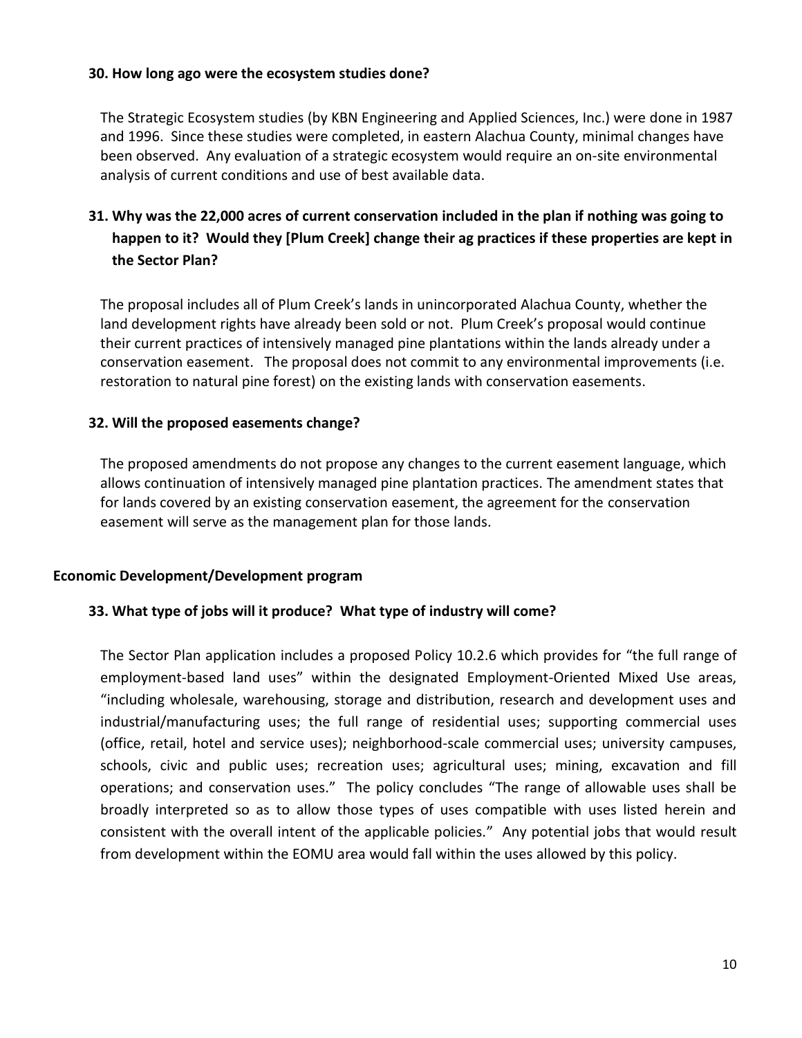**30. How long ago were the ecosystem studies done?**

The Strategic Ecosystem studies (by KBN Engineering and Applied Sciences, Inc.) were done in 1987 and 1996. Since these studies were completed, in eastern Alachua County, minimal changes have been observed. Any evaluation of a strategic ecosystem would require an on-site environmental analysis of current conditions and use of best available data.

### 31. Why was the 22,000 acres of current conservation included in the plan if nothing was going to happen to it? Would they [Plum Creek] change their ag practices if these properties are kept in the Sector Plan?

The proposal includes all of Plum Creek's lands in unincorporated Alachua County, whether the land development rights have already been sold or not. Plum Creek's proposal would continue their current practices of intensively managed pine plantations within the lands already under a conservation easement. The proposal does not commit to any environmental improvements (i.e. restoration to natural pine forest) on the existing lands with conservation easements.

**32. Will the proposed easements change?**

The proposed amendments do not propose any changes to the current easement language, which allows continuation of intensively managed pine plantation practices. The amendment states that for lands covered by an existing conservation easement, the agreement for the conservation easement will serve as the management plan for those lands.

## Economic Development/Development program

**33. What type of jobs will it produce? What type of industry will come?**

The Sector Plan application includes a proposed Policy 10.2.6 which provides for "the full range of employment-based land uses" within the designated Employment-Oriented Mixed Use areas, "including wholesale, warehousing, storage and distribution, research and development uses and industrial/manufacturing uses; the full range of residential uses; supporting commercial uses (office, retail, hotel and service uses); neighborhood-scale commercial uses; university campuses, schools, civic and public uses; recreation uses; agricultural uses; mining, excavation and fill operations; and conservation uses." The policy concludes "The range of allowable uses shall be broadly interpreted so as to allow those types of uses compatible with uses listed herein and consistent with the overall intent of the applicable policies." Any potential jobs that would result from development within the EOMU area would fall within the uses allowed by this policy.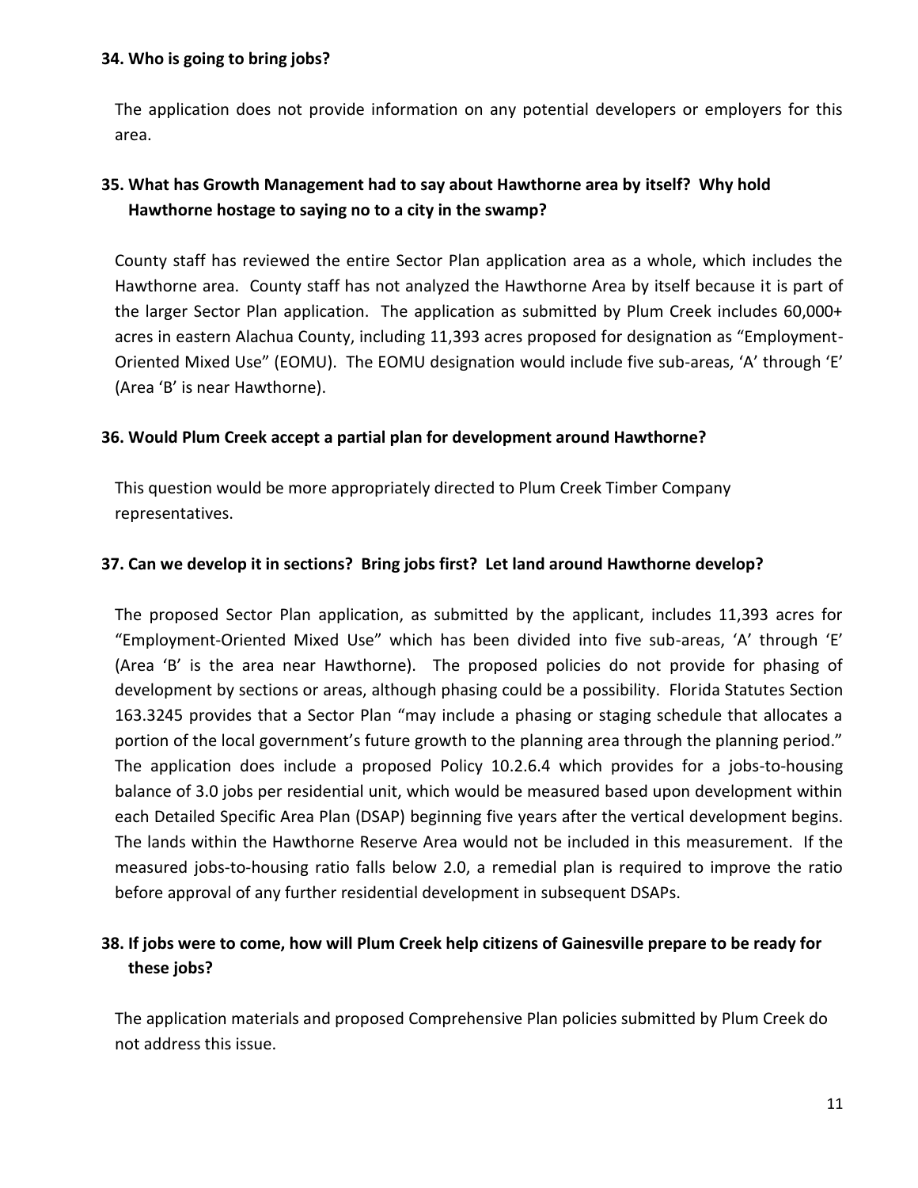**34. Who is going to bring jobs?**

The application does not provide information on any potential developers or employers for this area.

**35. What has Growth Management had to say about Hawthorne area by itself? Why hold Hawthorne hostage to saying no to a city in the swamp?**

County staff has reviewed the entire Sector Plan application area as a whole, which includes the Hawthorne area. County staff has not analyzed the Hawthorne Area by itself because it is part of the larger Sector Plan application. The application as submitted by Plum Creek includes 60,000+ acres in eastern Alachua County, including 11,393 acres proposed for designation as "Employment-Oriented Mixed Use" (EOMU). The EOMU designation would include five sub-areas, 'A' through 'E' (Area 'B' is near Hawthorne).

**36. Would Plum Creek accept a partial plan for development around Hawthorne?**

This question would be more appropriately directed to Plum Creek Timber Company representatives.

**37. Can we develop it in sections? Bring jobs first? Let land around Hawthorne develop?**

The proposed Sector Plan application, as submitted by the applicant, includes 11,393 acres for "Employment-Oriented Mixed Use" which has been divided into five sub-areas, 'A' through 'E' (Area 'B' is the area near Hawthorne). The proposed policies do not provide for phasing of development by sections or areas, although phasing could be a possibility. Florida Statutes Section 163.3245 provides that a Sector Plan "may include a phasing or staging schedule that allocates a portion of the local government's future growth to the planning area through the planning period." The application does include a proposed Policy 10.2.6.4 which provides for a jobs-to-housing balance of 3.0 jobs per residential unit, which would be measured based upon development within each Detailed Specific Area Plan (DSAP) beginning five years after the vertical development begins. The lands within the Hawthorne Reserve Area would not be included in this measurement. If the measured jobs-to-housing ratio falls below 2.0, a remedial plan is required to improve the ratio before approval of any further residential development in subsequent DSAPs.

**38. If jobs were to come, how will Plum Creek help citizens of Gainesville prepare to be ready for these jobs?**

The application materials and proposed Comprehensive Plan policies submitted by Plum Creek do not address this issue.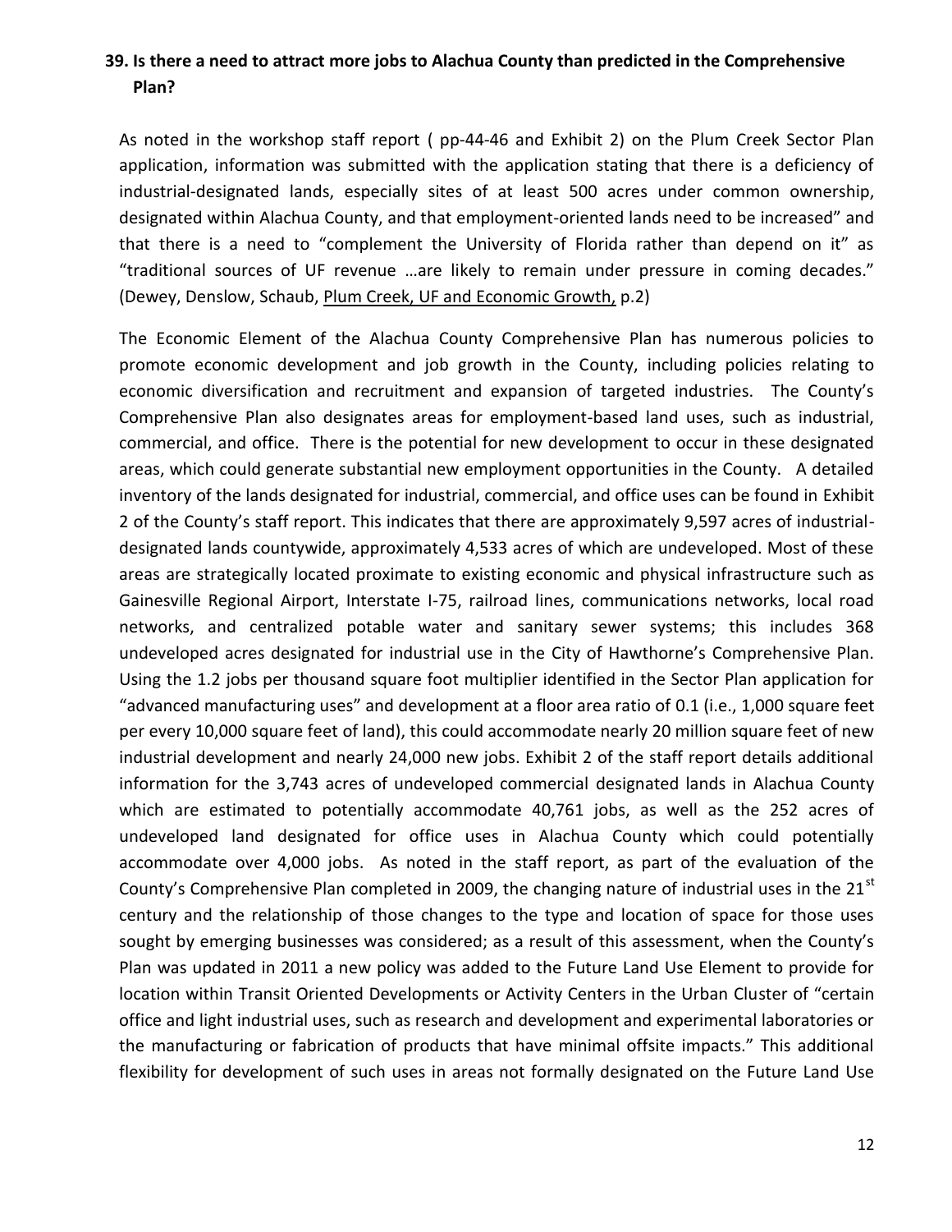## 39. Is there a need to attract more jobs to Alachua County than predicted in the Comprehensive Plan?

As noted in the workshop staff report ( pp-44-46 and Exhibit 2) on the Plum Creek Sector Plan application, information was submitted with the application stating that there is a deficiency of industrial-designated lands, especially sites of at least 500 acres under common ownership, designated within Alachua County, and that employment-oriented lands need to be increased" and that there is a need to "complement the University of Florida rather than depend on it" as "traditional sources of UF revenue …are likely to remain under pressure in coming decades." (Dewey, Denslow, Schaub, Plum Creek, UF and Economic Growth, p.2)

The Economic Element of the Alachua County Comprehensive Plan has numerous policies to promote economic development and job growth in the County, including policies relating to economic diversification and recruitment and expansion of targeted industries. The County's Comprehensive Plan also designates areas for employment-based land uses, such as industrial, commercial, and office. There is the potential for new development to occur in these designated areas, which could generate substantial new employment opportunities in the County. A detailed inventory of the lands designated for industrial, commercial, and office uses can be found in Exhibit 2 of the County's staff report. This indicates that there are approximately 9,597 acres of industrial-designated lands countywide, approximately 4,533 acres of which are undeveloped. Most of these areas are strategically located proximate to existing economic and physical infrastructure such as Gainesville Regional Airport, Interstate I-75, railroad lines, communications networks, local road networks, and centralized potable water and sanitary sewer systems; this includes 368 undeveloped acres designated for industrial use in the City of Hawthorne's Comprehensive Plan. Using the 1.2 jobs per thousand square foot multiplier identified in the Sector Plan application for "advanced manufacturing uses" and development at a floor area ratio of 0.1 (i.e., 1,000 square feet per every 10,000 square feet of land), this could accommodate nearly 20 million square feet of new industrial development and nearly 24,000 new jobs. Exhibit 2 of the staff report details additional information for the 3,743 acres of undeveloped commercial designated lands in Alachua County which are estimated to potentially accommodate 40,761 jobs, as well as the 252 acres of undeveloped land designated for office uses in Alachua County which could potentially accommodate over 4,000 jobs. As noted in the staff report, as part of the evaluation of the County's Comprehensive Plan completed in 2009, the changing nature of industrial uses in the 21st century and the relationship of those changes to the type and location of space for those uses sought by emerging businesses was considered; as a result of this assessment, when the County's Plan was updated in 2011 a new policy was added to the Future Land Use Element to provide for location within Transit Oriented Developments or Activity Centers in the Urban Cluster of "certain office and light industrial uses, such as research and development and experimental laboratories or the manufacturing or fabrication of products that have minimal offsite impacts." This additional flexibility for development of such uses in areas not formally designated on the Future Land Use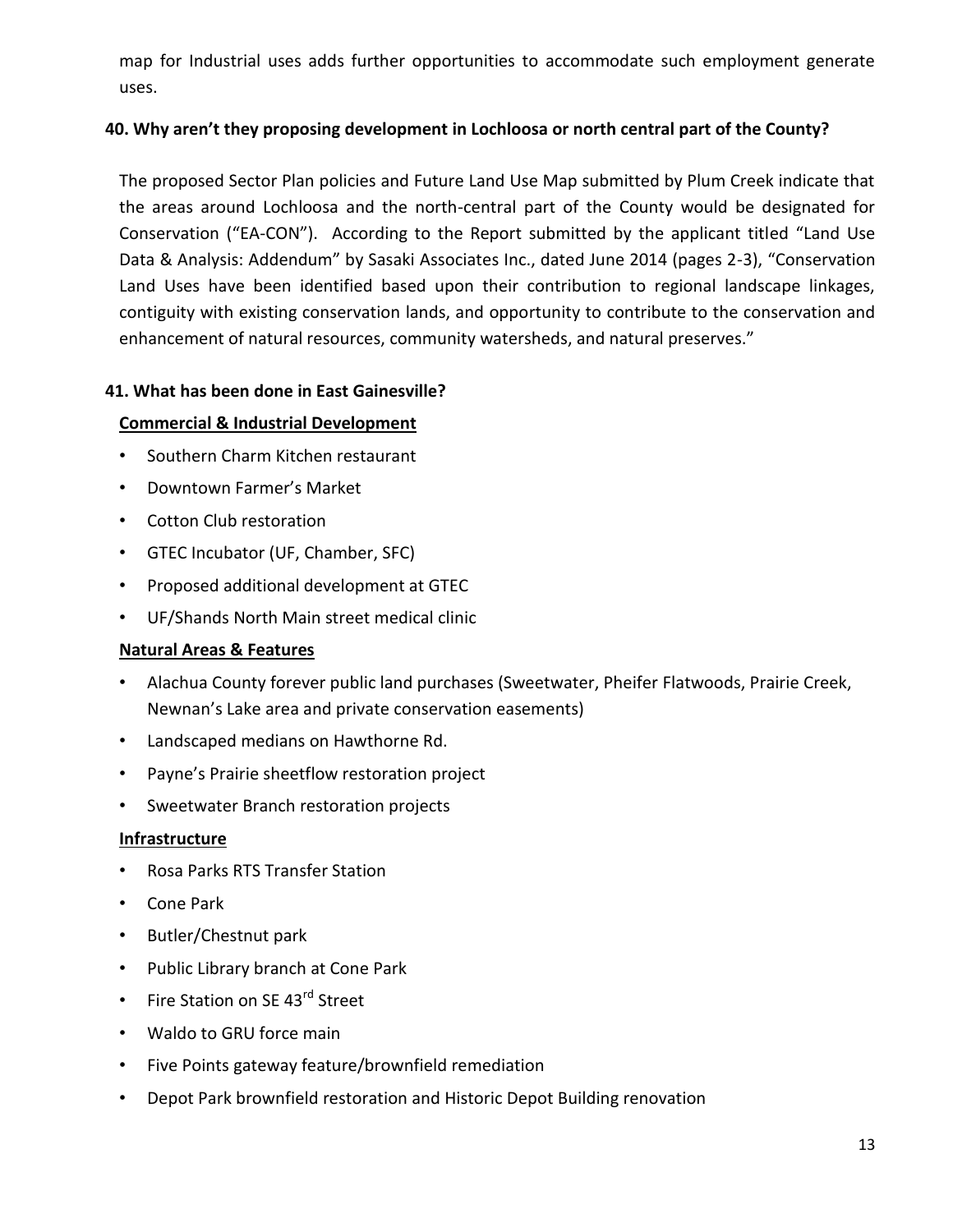map for Industrial uses adds further opportunities to accommodate such employment generate uses.

### 40. Why aren't they proposing development in Lochloosa or north central part of the County?

The proposed Sector Plan policies and Future Land Use Map submitted by Plum Creek indicate that the areas around Lochloosa and the north-central part of the County would be designated for Conservation ("EA-CON"). According to the Report submitted by the applicant titled "Land Use Data & Analysis: Addendum" by Sasaki Associates Inc., dated June 2014 (pages 2-3), "Conservation Land Uses have been identified based upon their contribution to regional landscape linkages, contiguity with existing conservation lands, and opportunity to contribute to the conservation and enhancement of natural resources, community watersheds, and natural preserves."

### 41. What has been done in East Gainesville?

**Commercial & Industrial Development**

- Southern Charm Kitchen restaurant
- Downtown Farmer's Market
- Cotton Club restoration
- GTEC Incubator (UF, Chamber, SFC)
- Proposed additional development at GTEC
- UF/Shands North Main street medical clinic

**Natural Areas & Features**

- Alachua County forever public land purchases (Sweetwater, Pheifer Flatwoods, Prairie Creek, Newnan's Lake area and private conservation easements)
- Landscaped medians on Hawthorne Rd.
- Payne's Prairie sheetflow restoration project
- Sweetwater Branch restoration projects

**Infrastructure**

- Rosa Parks RTS Transfer Station
- Cone Park
- Butler/Chestnut park
- Public Library branch at Cone Park
- Fire Station on SE 43rd Street
- Waldo to GRU force main
- Five Points gateway feature/brownfield remediation
- Depot Park brownfield restoration and Historic Depot Building renovation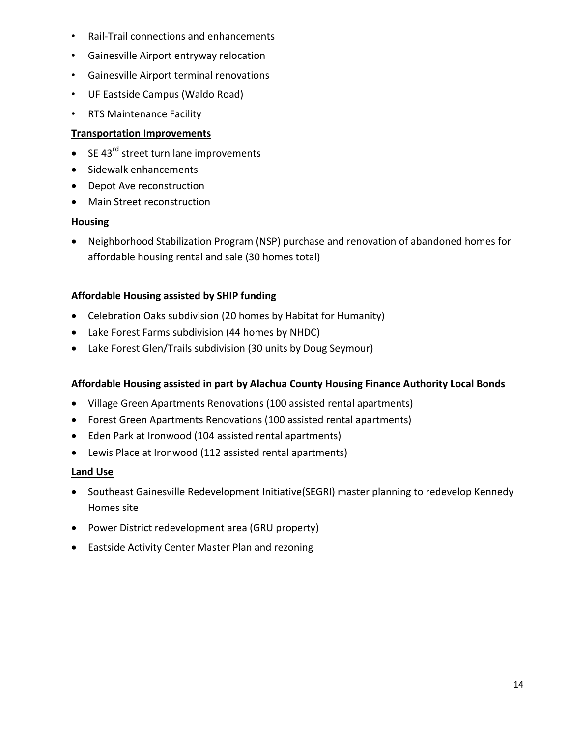- Rail-Trail connections and enhancements
- Gainesville Airport entryway relocation
- Gainesville Airport terminal renovations
- UF Eastside Campus (Waldo Road)
- RTS Maintenance Facility

**Transportation Improvements**

- SE 43rd street turn lane improvements
- Sidewalk enhancements
- Depot Ave reconstruction
- Main Street reconstruction

**Housing**

- Neighborhood Stabilization Program (NSP) purchase and renovation of abandoned homes for affordable housing rental and sale (30 homes total)

**Affordable Housing assisted by SHIP funding**

- Celebration Oaks subdivision (20 homes by Habitat for Humanity)
- Lake Forest Farms subdivision (44 homes by NHDC)
- Lake Forest Glen/Trails subdivision (30 units by Doug Seymour)

**Affordable Housing assisted in part by Alachua County Housing Finance Authority Local Bonds**

- Village Green Apartments Renovations (100 assisted rental apartments)
- Forest Green Apartments Renovations (100 assisted rental apartments)
- Eden Park at Ironwood (104 assisted rental apartments)
- Lewis Place at Ironwood (112 assisted rental apartments)

**Land Use**

- Southeast Gainesville Redevelopment Initiative(SEGRI) master planning to redevelop Kennedy Homes site
- Power District redevelopment area (GRU property)
- Eastside Activity Center Master Plan and rezoning